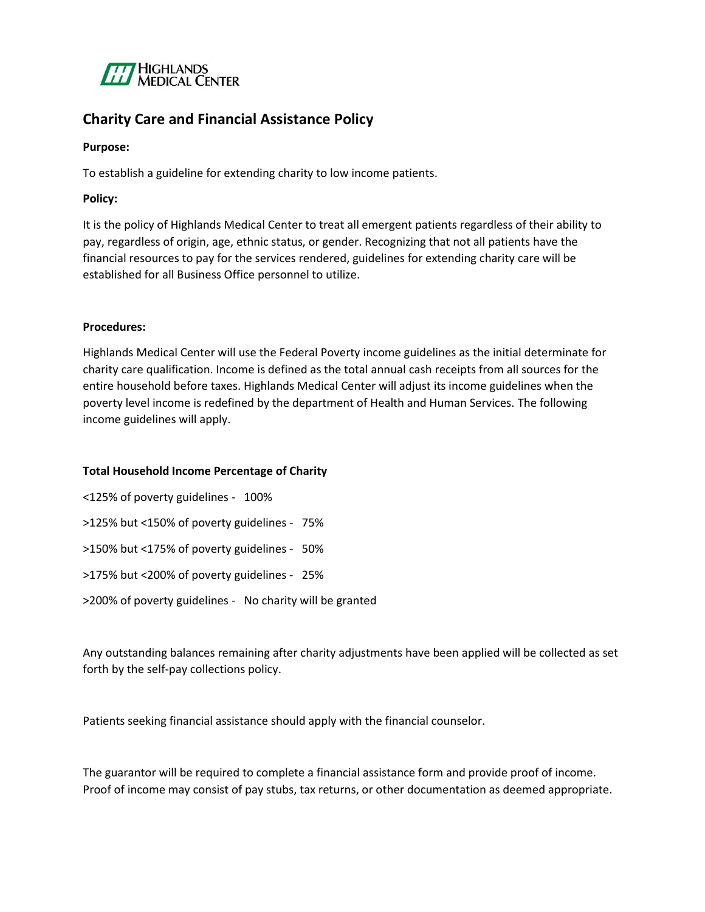HIGHLANDS MEDICAL CENTER

## Charity Care and Financial Assistance Policy

**Purpose:**

To establish a guideline for extending charity to low income patients.

**Policy:**

It is the policy of Highlands Medical Center to treat all emergent patients regardless of their ability to pay, regardless of origin, age, ethnic status, or gender. Recognizing that not all patients have the financial resources to pay for the services rendered, guidelines for extending charity care will be established for all Business Office personnel to utilize.

**Procedures:**

Highlands Medical Center will use the Federal Poverty income guidelines as the initial determinate for charity care qualification. Income is defined as the total annual cash receipts from all sources for the entire household before taxes. Highlands Medical Center will adjust its income guidelines when the poverty level income is redefined by the department of Health and Human Services. The following income guidelines will apply.

**Total Household Income Percentage of Charity**

<125% of poverty guidelines - 100%

>125% but <150% of poverty guidelines - 75%

>150% but <175% of poverty guidelines - 50%

>175% but <200% of poverty guidelines - 25%

>200% of poverty guidelines - No charity will be granted

Any outstanding balances remaining after charity adjustments have been applied will be collected as set forth by the self-pay collections policy.

Patients seeking financial assistance should apply with the financial counselor.

The guarantor will be required to complete a financial assistance form and provide proof of income. Proof of income may consist of pay stubs, tax returns, or other documentation as deemed appropriate.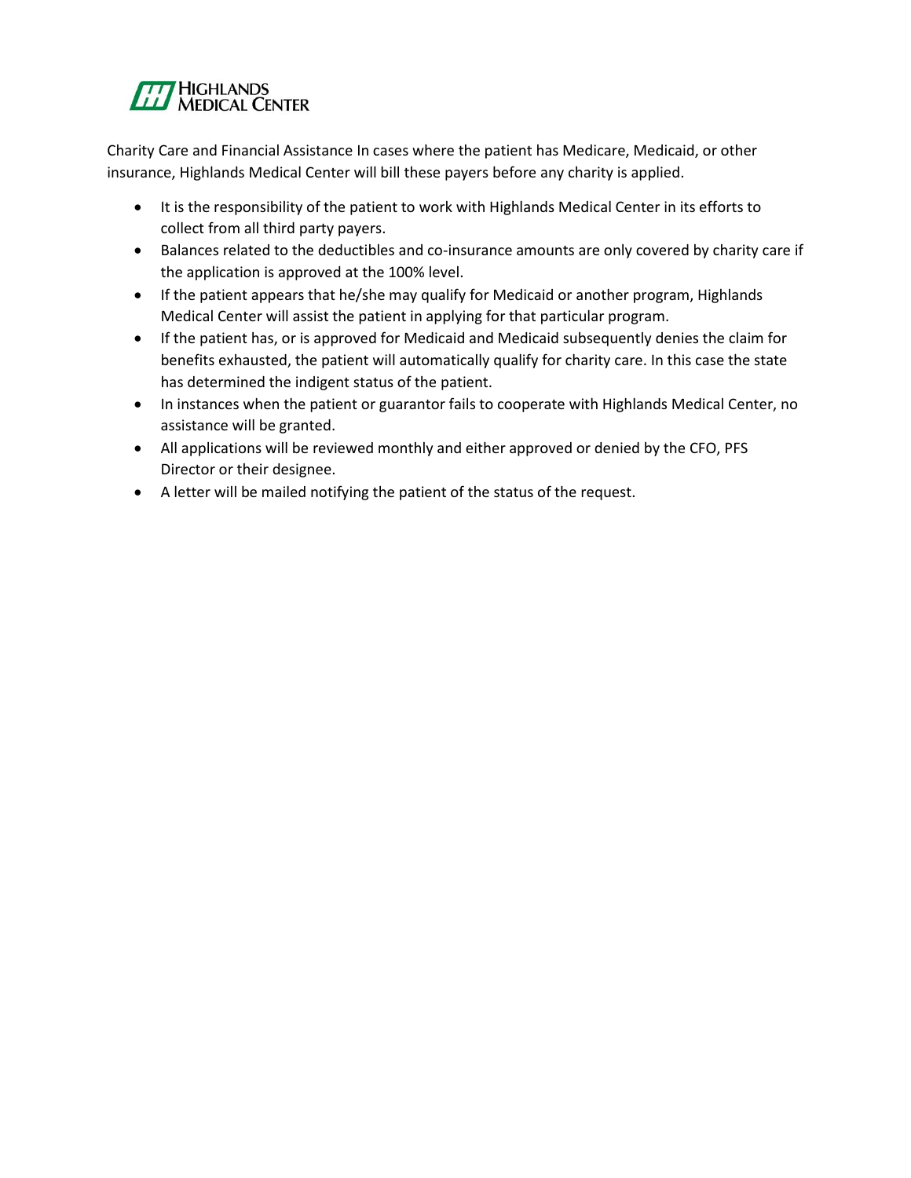Charity Care and Financial Assistance In cases where the patient has Medicare, Medicaid, or other insurance, Highlands Medical Center will bill these payers before any charity is applied.

- It is the responsibility of the patient to work with Highlands Medical Center in its efforts to collect from all third party payers.
- Balances related to the deductibles and co-insurance amounts are only covered by charity care if the application is approved at the 100% level.
- If the patient appears that he/she may qualify for Medicaid or another program, Highlands Medical Center will assist the patient in applying for that particular program.
- If the patient has, or is approved for Medicaid and Medicaid subsequently denies the claim for benefits exhausted, the patient will automatically qualify for charity care. In this case the state has determined the indigent status of the patient.
- In instances when the patient or guarantor fails to cooperate with Highlands Medical Center, no assistance will be granted.
- All applications will be reviewed monthly and either approved or denied by the CFO, PFS Director or their designee.
- A letter will be mailed notifying the patient of the status of the request.